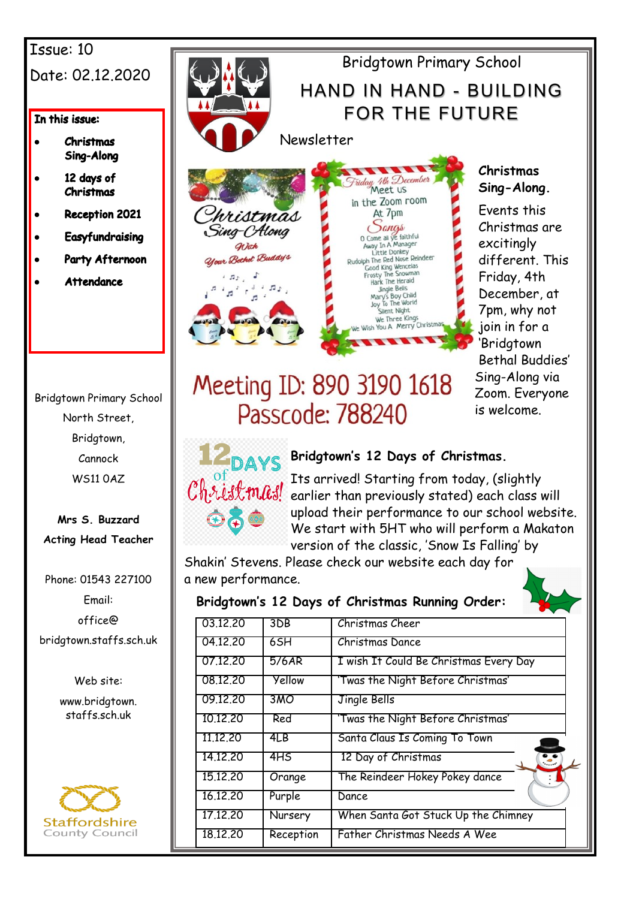Issue: 10

Date: 02.12.2020

**In this issue:**

- **Christmas Sing-Along**
- **12 days of Christmas**
- **Reception 2021**
- **Easyfundraising**
- **Party Afternoon**
- **Attendance**

Bridgtown Primary School
North Street,
Bridgtown,
Cannock
WS11 0AZ

**Mrs S. Buzzard**
**Acting Head Teacher**

Phone: 01543 227100
Email:
office@
bridgtown.staffs.sch.uk

Web site:
www.bridgtown.
staffs.sch.uk

Staffordshire County Council

# Bridgtown Primary School

## HAND IN HAND - BUILDING FOR THE FUTURE

Newsletter

Christmas Sing-Along With Your Bethel Buddy's

Friday 4th December
Meet us
in the Zoom room
At 7pm
Songs
O Come all ye faithful
Away In A Manager
Little Donkey
Rudolph The Red Nose Reindeer
Good King Wenceias
Frosty The Snowman
Hark The Herald
Jingle Bells
Mary's Boy Child
Joy To The World
Silent Night
We Three Kings
We Wish You A Merry Christmas

Meeting ID: 890 3190 1618
Passcode: 788240

### Christmas Sing-Along.

Events this Christmas are excitingly different. This Friday, 4th December, at 7pm, why not join in for a 'Bridgtown Bethal Buddies' Sing-Along via Zoom. Everyone is welcome.

### Bridgtown's 12 Days of Christmas.

Its arrived! Starting from today, (slightly earlier than previously stated) each class will upload their performance to our school website. We start with 5HT who will perform a Makaton version of the classic, 'Snow Is Falling' by Shakin' Stevens. Please check our website each day for a new performance.

**Bridgtown's 12 Days of Christmas Running Order:**

| | | |
|---|---|---|
| 03.12.20 | 3DB | Christmas Cheer |
| 04.12.20 | 6SH | Christmas Dance |
| 07.12.20 | 5/6AR | I wish It Could Be Christmas Every Day |
| 08.12.20 | Yellow | 'Twas the Night Before Christmas' |
| 09.12.20 | 3MO | Jingle Bells |
| 10.12.20 | Red | 'Twas the Night Before Christmas' |
| 11.12.20 | 4LB | Santa Claus Is Coming To Town |
| 14.12.20 | 4HS | 12 Day of Christmas |
| 15.12.20 | Orange | The Reindeer Hokey Pokey dance |
| 16.12.20 | Purple | Dance |
| 17.12.20 | Nursery | When Santa Got Stuck Up the Chimney |
| 18.12.20 | Reception | Father Christmas Needs A Wee |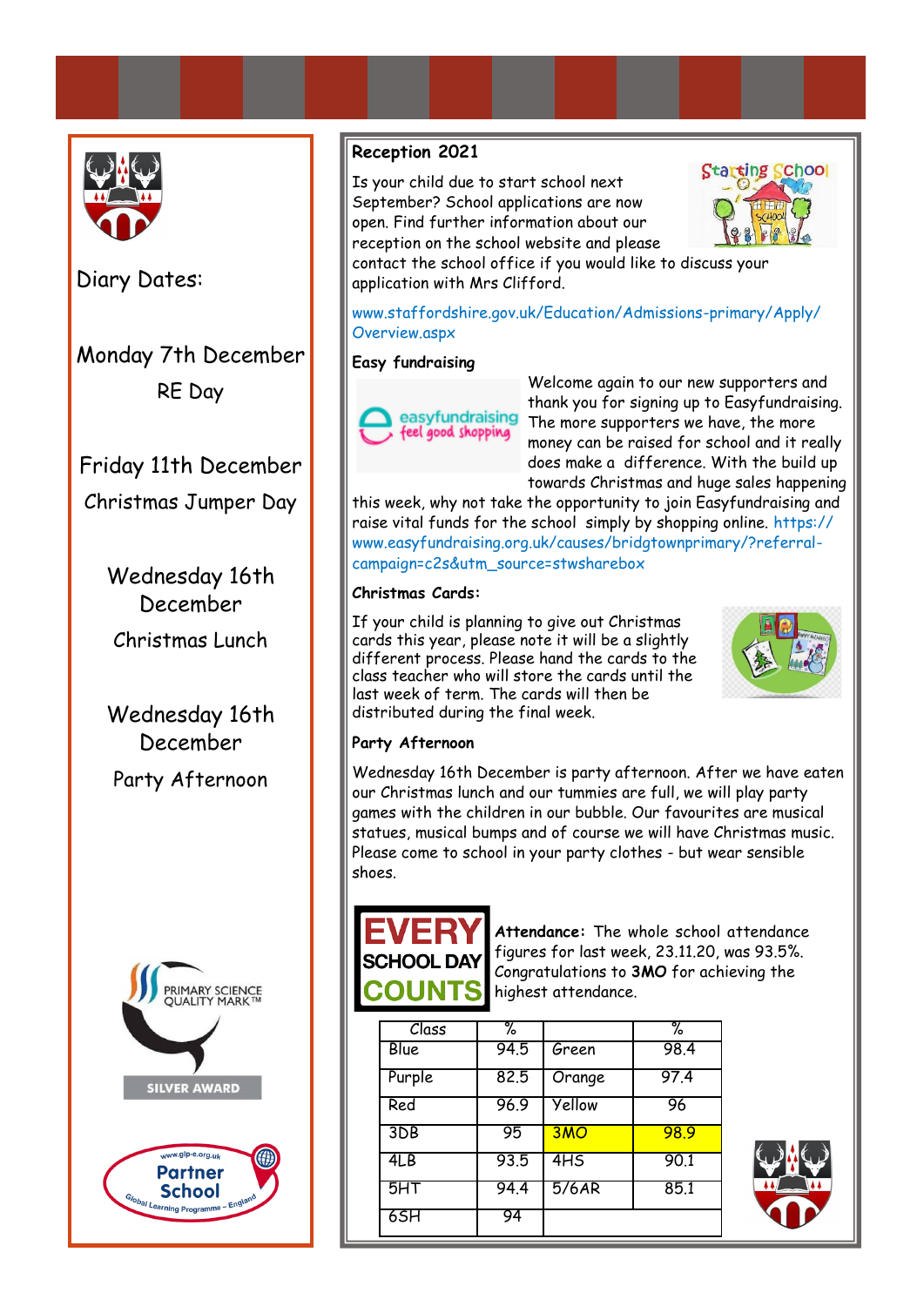Diary Dates:

Monday 7th December
RE Day

Friday 11th December
Christmas Jumper Day

Wednesday 16th December
Christmas Lunch

Wednesday 16th December
Party Afternoon

PRIMARY SCIENCE QUALITY MARK™
SILVER AWARD

www.glp-e.org.uk
Partner School
Global Learning Programme – England

## Reception 2021

Is your child due to start school next September? School applications are now open. Find further information about our reception on the school website and please contact the school office if you would like to discuss your application with Mrs Clifford.

www.staffordshire.gov.uk/Education/Admissions-primary/Apply/Overview.aspx

## Easy fundraising

Welcome again to our new supporters and thank you for signing up to Easyfundraising. The more supporters we have, the more money can be raised for school and it really does make a difference. With the build up towards Christmas and huge sales happening this week, why not take the opportunity to join Easyfundraising and raise vital funds for the school simply by shopping online. https://www.easyfundraising.org.uk/causes/bridgtownprimary/?referral-campaign=c2s&utm_source=stwsharebox

## Christmas Cards:

If your child is planning to give out Christmas cards this year, please note it will be a slightly different process. Please hand the cards to the class teacher who will store the cards until the last week of term. The cards will then be distributed during the final week.

## Party Afternoon

Wednesday 16th December is party afternoon. After we have eaten our Christmas lunch and our tummies are full, we will play party games with the children in our bubble. Our favourites are musical statues, musical bumps and of course we will have Christmas music. Please come to school in your party clothes - but wear sensible shoes.

EVERY SCHOOL DAY COUNTS

**Attendance:** The whole school attendance figures for last week, 23.11.20, was 93.5%. Congratulations to **3MO** for achieving the highest attendance.

| Class | % | | % |
|---|---|---|---|
| Blue | 94.5 | Green | 98.4 |
| Purple | 82.5 | Orange | 97.4 |
| Red | 96.9 | Yellow | 96 |
| 3DB | 95 | 3MO | 98.9 |
| 4LB | 93.5 | 4HS | 90.1 |
| 5HT | 94.4 | 5/6AR | 85.1 |
| 6SH | 94 | | |